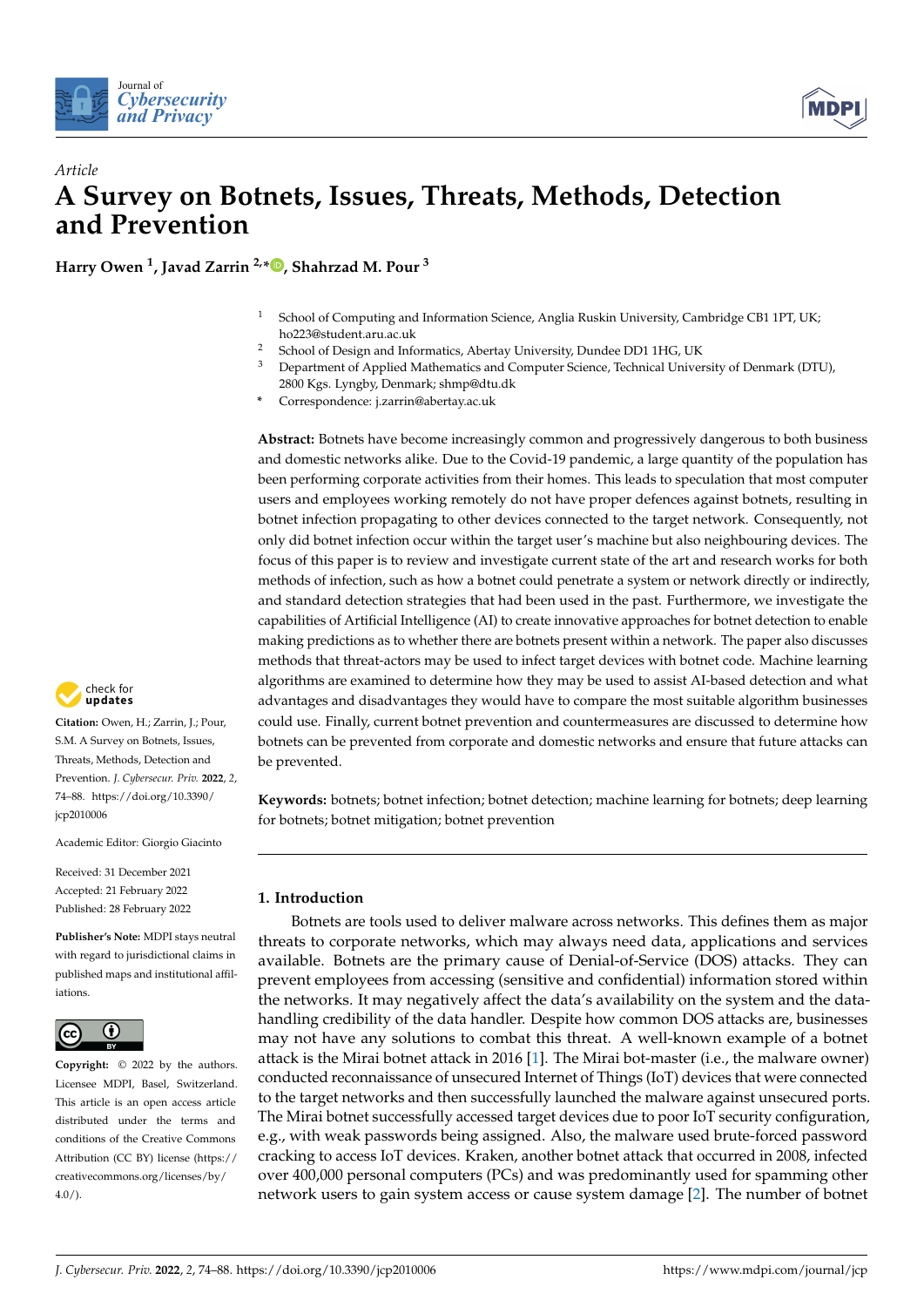Article

# A Survey on Botnets, Issues, Threats, Methods, Detection and Prevention

**Harry Owen [1], Javad Zarrin [2,*], Shahrzad M. Pour [3]**

[1] School of Computing and Information Science, Anglia Ruskin University, Cambridge CB1 1PT, UK; ho223@student.aru.ac.uk

[2] School of Design and Informatics, Abertay University, Dundee DD1 1HG, UK

[3] Department of Applied Mathematics and Computer Science, Technical University of Denmark (DTU), 2800 Kgs. Lyngby, Denmark; shmp@dtu.dk

\* Correspondence: j.zarrin@abertay.ac.uk

**Abstract:** Botnets have become increasingly common and progressively dangerous to both business and domestic networks alike. Due to the Covid-19 pandemic, a large quantity of the population has been performing corporate activities from their homes. This leads to speculation that most computer users and employees working remotely do not have proper defences against botnets, resulting in botnet infection propagating to other devices connected to the target network. Consequently, not only did botnet infection occur within the target user's machine but also neighbouring devices. The focus of this paper is to review and investigate current state of the art and research works for both methods of infection, such as how a botnet could penetrate a system or network directly or indirectly, and standard detection strategies that had been used in the past. Furthermore, we investigate the capabilities of Artificial Intelligence (AI) to create innovative approaches for botnet detection to enable making predictions as to whether there are botnets present within a network. The paper also discusses methods that threat-actors may be used to infect target devices with botnet code. Machine learning algorithms are examined to determine how they may be used to assist AI-based detection and what advantages and disadvantages they would have to compare the most suitable algorithm businesses could use. Finally, current botnet prevention and countermeasures are discussed to determine how botnets can be prevented from corporate and domestic networks and ensure that future attacks can be prevented.

**Keywords:** botnets; botnet infection; botnet detection; machine learning for botnets; deep learning for botnets; botnet mitigation; botnet prevention

**Citation:** Owen, H.; Zarrin, J.; Pour, S.M. A Survey on Botnets, Issues, Threats, Methods, Detection and Prevention. *J. Cybersecur. Priv.* **2022**, *2*, 74–88. https://doi.org/10.3390/jcp2010006

Academic Editor: Giorgio Giacinto

Received: 31 December 2021
Accepted: 21 February 2022
Published: 28 February 2022

**Publisher's Note:** MDPI stays neutral with regard to jurisdictional claims in published maps and institutional affiliations.

**Copyright:** © 2022 by the authors. Licensee MDPI, Basel, Switzerland. This article is an open access article distributed under the terms and conditions of the Creative Commons Attribution (CC BY) license (https://creativecommons.org/licenses/by/4.0/).

## 1. Introduction

Botnets are tools used to deliver malware across networks. This defines them as major threats to corporate networks, which may always need data, applications and services available. Botnets are the primary cause of Denial-of-Service (DOS) attacks. They can prevent employees from accessing (sensitive and confidential) information stored within the networks. It may negatively affect the data's availability on the system and the data-handling credibility of the data handler. Despite how common DOS attacks are, businesses may not have any solutions to combat this threat. A well-known example of a botnet attack is the Mirai botnet attack in 2016 [1]. The Mirai bot-master (i.e., the malware owner) conducted reconnaissance of unsecured Internet of Things (IoT) devices that were connected to the target networks and then successfully launched the malware against unsecured ports. The Mirai botnet successfully accessed target devices due to poor IoT security configuration, e.g., with weak passwords being assigned. Also, the malware used brute-forced password cracking to access IoT devices. Kraken, another botnet attack that occurred in 2008, infected over 400,000 personal computers (PCs) and was predominantly used for spamming other network users to gain system access or cause system damage [2]. The number of botnet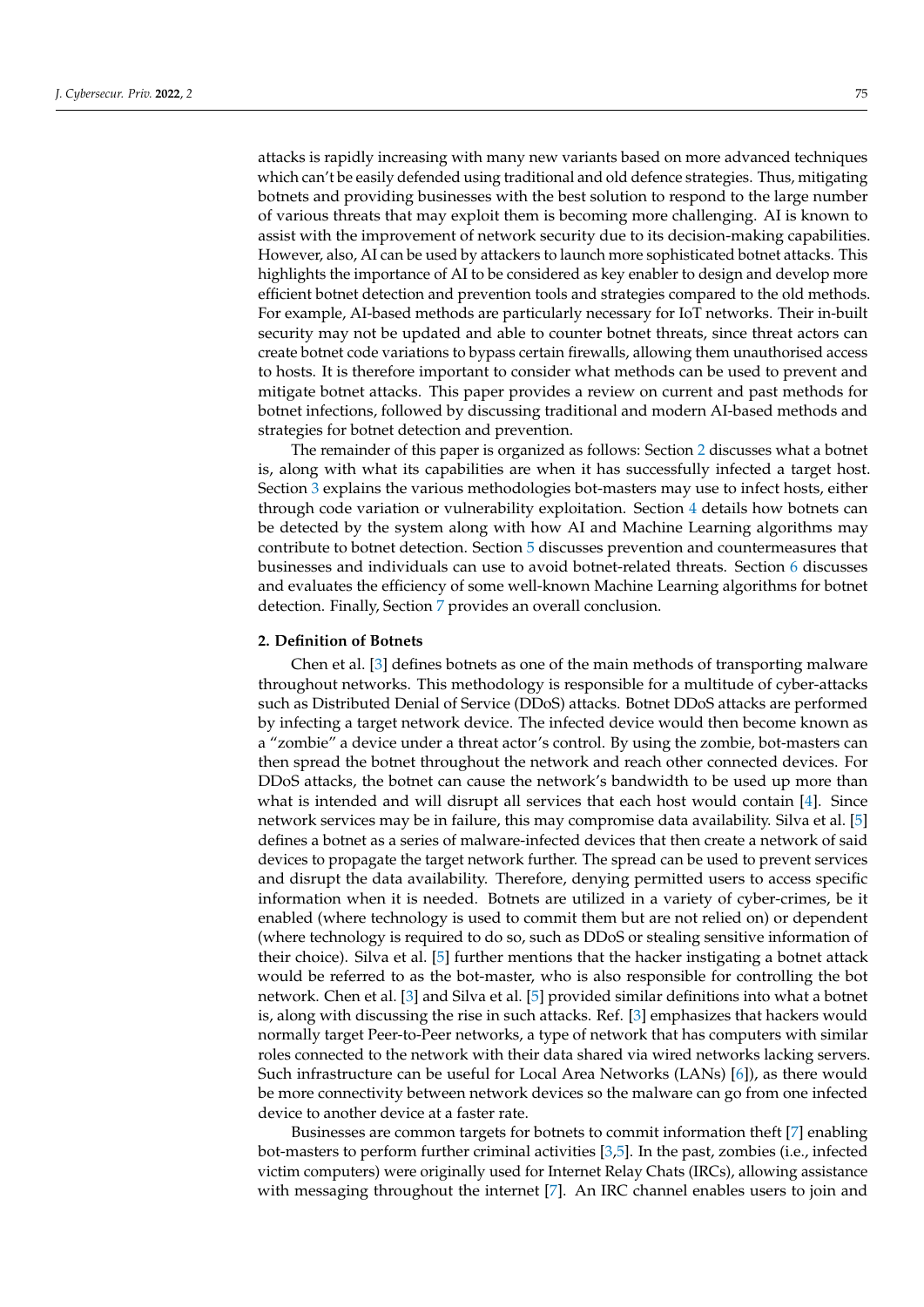attacks is rapidly increasing with many new variants based on more advanced techniques which can't be easily defended using traditional and old defence strategies. Thus, mitigating botnets and providing businesses with the best solution to respond to the large number of various threats that may exploit them is becoming more challenging. AI is known to assist with the improvement of network security due to its decision-making capabilities. However, also, AI can be used by attackers to launch more sophisticated botnet attacks. This highlights the importance of AI to be considered as key enabler to design and develop more efficient botnet detection and prevention tools and strategies compared to the old methods. For example, AI-based methods are particularly necessary for IoT networks. Their in-built security may not be updated and able to counter botnet threats, since threat actors can create botnet code variations to bypass certain firewalls, allowing them unauthorised access to hosts. It is therefore important to consider what methods can be used to prevent and mitigate botnet attacks. This paper provides a review on current and past methods for botnet infections, followed by discussing traditional and modern AI-based methods and strategies for botnet detection and prevention.

The remainder of this paper is organized as follows: Section 2 discusses what a botnet is, along with what its capabilities are when it has successfully infected a target host. Section 3 explains the various methodologies bot-masters may use to infect hosts, either through code variation or vulnerability exploitation. Section 4 details how botnets can be detected by the system along with how AI and Machine Learning algorithms may contribute to botnet detection. Section 5 discusses prevention and countermeasures that businesses and individuals can use to avoid botnet-related threats. Section 6 discusses and evaluates the efficiency of some well-known Machine Learning algorithms for botnet detection. Finally, Section 7 provides an overall conclusion.

## 2. Definition of Botnets

Chen et al. [3] defines botnets as one of the main methods of transporting malware throughout networks. This methodology is responsible for a multitude of cyber-attacks such as Distributed Denial of Service (DDoS) attacks. Botnet DDoS attacks are performed by infecting a target network device. The infected device would then become known as a "zombie" a device under a threat actor's control. By using the zombie, bot-masters can then spread the botnet throughout the network and reach other connected devices. For DDoS attacks, the botnet can cause the network's bandwidth to be used up more than what is intended and will disrupt all services that each host would contain [4]. Since network services may be in failure, this may compromise data availability. Silva et al. [5] defines a botnet as a series of malware-infected devices that then create a network of said devices to propagate the target network further. The spread can be used to prevent services and disrupt the data availability. Therefore, denying permitted users to access specific information when it is needed. Botnets are utilized in a variety of cyber-crimes, be it enabled (where technology is used to commit them but are not relied on) or dependent (where technology is required to do so, such as DDoS or stealing sensitive information of their choice). Silva et al. [5] further mentions that the hacker instigating a botnet attack would be referred to as the bot-master, who is also responsible for controlling the bot network. Chen et al. [3] and Silva et al. [5] provided similar definitions into what a botnet is, along with discussing the rise in such attacks. Ref. [3] emphasizes that hackers would normally target Peer-to-Peer networks, a type of network that has computers with similar roles connected to the network with their data shared via wired networks lacking servers. Such infrastructure can be useful for Local Area Networks (LANs) [6]), as there would be more connectivity between network devices so the malware can go from one infected device to another device at a faster rate.

Businesses are common targets for botnets to commit information theft [7] enabling bot-masters to perform further criminal activities [3,5]. In the past, zombies (i.e., infected victim computers) were originally used for Internet Relay Chats (IRCs), allowing assistance with messaging throughout the internet [7]. An IRC channel enables users to join and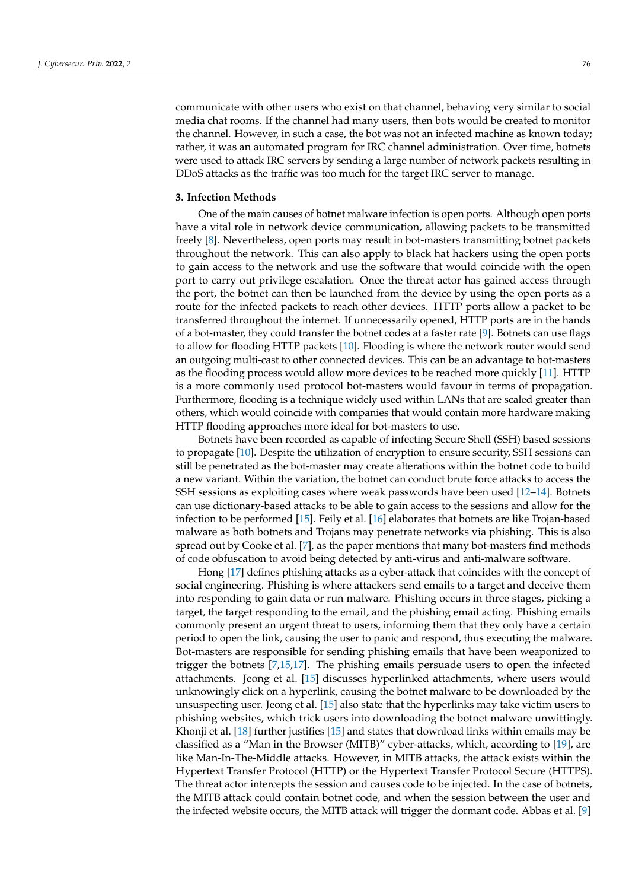communicate with other users who exist on that channel, behaving very similar to social media chat rooms. If the channel had many users, then bots would be created to monitor the channel. However, in such a case, the bot was not an infected machine as known today; rather, it was an automated program for IRC channel administration. Over time, botnets were used to attack IRC servers by sending a large number of network packets resulting in DDoS attacks as the traffic was too much for the target IRC server to manage.

## 3. Infection Methods

One of the main causes of botnet malware infection is open ports. Although open ports have a vital role in network device communication, allowing packets to be transmitted freely [8]. Nevertheless, open ports may result in bot-masters transmitting botnet packets throughout the network. This can also apply to black hat hackers using the open ports to gain access to the network and use the software that would coincide with the open port to carry out privilege escalation. Once the threat actor has gained access through the port, the botnet can then be launched from the device by using the open ports as a route for the infected packets to reach other devices. HTTP ports allow a packet to be transferred throughout the internet. If unnecessarily opened, HTTP ports are in the hands of a bot-master, they could transfer the botnet codes at a faster rate [9]. Botnets can use flags to allow for flooding HTTP packets [10]. Flooding is where the network router would send an outgoing multi-cast to other connected devices. This can be an advantage to bot-masters as the flooding process would allow more devices to be reached more quickly [11]. HTTP is a more commonly used protocol bot-masters would favour in terms of propagation. Furthermore, flooding is a technique widely used within LANs that are scaled greater than others, which would coincide with companies that would contain more hardware making HTTP flooding approaches more ideal for bot-masters to use.

Botnets have been recorded as capable of infecting Secure Shell (SSH) based sessions to propagate [10]. Despite the utilization of encryption to ensure security, SSH sessions can still be penetrated as the bot-master may create alterations within the botnet code to build a new variant. Within the variation, the botnet can conduct brute force attacks to access the SSH sessions as exploiting cases where weak passwords have been used [12–14]. Botnets can use dictionary-based attacks to be able to gain access to the sessions and allow for the infection to be performed [15]. Feily et al. [16] elaborates that botnets are like Trojan-based malware as both botnets and Trojans may penetrate networks via phishing. This is also spread out by Cooke et al. [7], as the paper mentions that many bot-masters find methods of code obfuscation to avoid being detected by anti-virus and anti-malware software.

Hong [17] defines phishing attacks as a cyber-attack that coincides with the concept of social engineering. Phishing is where attackers send emails to a target and deceive them into responding to gain data or run malware. Phishing occurs in three stages, picking a target, the target responding to the email, and the phishing email acting. Phishing emails commonly present an urgent threat to users, informing them that they only have a certain period to open the link, causing the user to panic and respond, thus executing the malware. Bot-masters are responsible for sending phishing emails that have been weaponized to trigger the botnets [7,15,17]. The phishing emails persuade users to open the infected attachments. Jeong et al. [15] discusses hyperlinked attachments, where users would unknowingly click on a hyperlink, causing the botnet malware to be downloaded by the unsuspecting user. Jeong et al. [15] also state that the hyperlinks may take victim users to phishing websites, which trick users into downloading the botnet malware unwittingly. Khonji et al. [18] further justifies [15] and states that download links within emails may be classified as a "Man in the Browser (MITB)" cyber-attacks, which, according to [19], are like Man-In-The-Middle attacks. However, in MITB attacks, the attack exists within the Hypertext Transfer Protocol (HTTP) or the Hypertext Transfer Protocol Secure (HTTPS). The threat actor intercepts the session and causes code to be injected. In the case of botnets, the MITB attack could contain botnet code, and when the session between the user and the infected website occurs, the MITB attack will trigger the dormant code. Abbas et al. [9]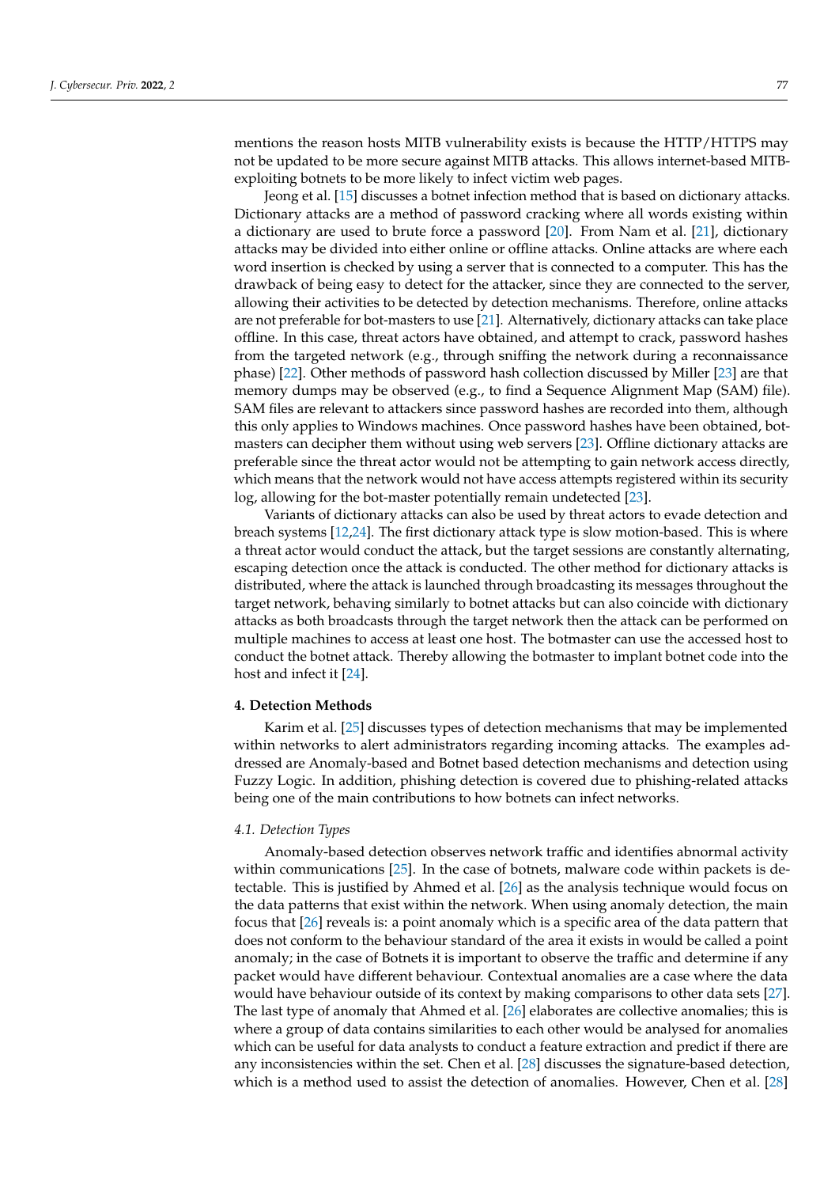mentions the reason hosts MITB vulnerability exists is because the HTTP/HTTPS may not be updated to be more secure against MITB attacks. This allows internet-based MITB-exploiting botnets to be more likely to infect victim web pages.

Jeong et al. [15] discusses a botnet infection method that is based on dictionary attacks. Dictionary attacks are a method of password cracking where all words existing within a dictionary are used to brute force a password [20]. From Nam et al. [21], dictionary attacks may be divided into either online or offline attacks. Online attacks are where each word insertion is checked by using a server that is connected to a computer. This has the drawback of being easy to detect for the attacker, since they are connected to the server, allowing their activities to be detected by detection mechanisms. Therefore, online attacks are not preferable for bot-masters to use [21]. Alternatively, dictionary attacks can take place offline. In this case, threat actors have obtained, and attempt to crack, password hashes from the targeted network (e.g., through sniffing the network during a reconnaissance phase) [22]. Other methods of password hash collection discussed by Miller [23] are that memory dumps may be observed (e.g., to find a Sequence Alignment Map (SAM) file). SAM files are relevant to attackers since password hashes are recorded into them, although this only applies to Windows machines. Once password hashes have been obtained, bot-masters can decipher them without using web servers [23]. Offline dictionary attacks are preferable since the threat actor would not be attempting to gain network access directly, which means that the network would not have access attempts registered within its security log, allowing for the bot-master potentially remain undetected [23].

Variants of dictionary attacks can also be used by threat actors to evade detection and breach systems [12,24]. The first dictionary attack type is slow motion-based. This is where a threat actor would conduct the attack, but the target sessions are constantly alternating, escaping detection once the attack is conducted. The other method for dictionary attacks is distributed, where the attack is launched through broadcasting its messages throughout the target network, behaving similarly to botnet attacks but can also coincide with dictionary attacks as both broadcasts through the target network then the attack can be performed on multiple machines to access at least one host. The botmaster can use the accessed host to conduct the botnet attack. Thereby allowing the botmaster to implant botnet code into the host and infect it [24].

## 4. Detection Methods

Karim et al. [25] discusses types of detection mechanisms that may be implemented within networks to alert administrators regarding incoming attacks. The examples addressed are Anomaly-based and Botnet based detection mechanisms and detection using Fuzzy Logic. In addition, phishing detection is covered due to phishing-related attacks being one of the main contributions to how botnets can infect networks.

### *4.1. Detection Types*

Anomaly-based detection observes network traffic and identifies abnormal activity within communications [25]. In the case of botnets, malware code within packets is detectable. This is justified by Ahmed et al. [26] as the analysis technique would focus on the data patterns that exist within the network. When using anomaly detection, the main focus that [26] reveals is: a point anomaly which is a specific area of the data pattern that does not conform to the behaviour standard of the area it exists in would be called a point anomaly; in the case of Botnets it is important to observe the traffic and determine if any packet would have different behaviour. Contextual anomalies are a case where the data would have behaviour outside of its context by making comparisons to other data sets [27]. The last type of anomaly that Ahmed et al. [26] elaborates are collective anomalies; this is where a group of data contains similarities to each other would be analysed for anomalies which can be useful for data analysts to conduct a feature extraction and predict if there are any inconsistencies within the set. Chen et al. [28] discusses the signature-based detection, which is a method used to assist the detection of anomalies. However, Chen et al. [28]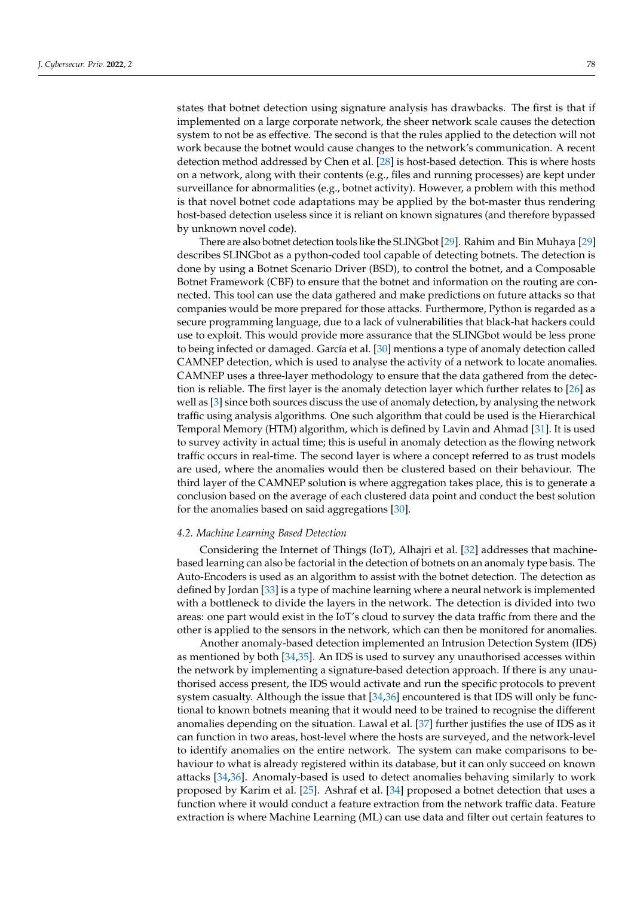states that botnet detection using signature analysis has drawbacks. The first is that if implemented on a large corporate network, the sheer network scale causes the detection system to not be as effective. The second is that the rules applied to the detection will not work because the botnet would cause changes to the network's communication. A recent detection method addressed by Chen et al. [28] is host-based detection. This is where hosts on a network, along with their contents (e.g., files and running processes) are kept under surveillance for abnormalities (e.g., botnet activity). However, a problem with this method is that novel botnet code adaptations may be applied by the bot-master thus rendering host-based detection useless since it is reliant on known signatures (and therefore bypassed by unknown novel code).

There are also botnet detection tools like the SLINGbot [29]. Rahim and Bin Muhaya [29] describes SLINGbot as a python-coded tool capable of detecting botnets. The detection is done by using a Botnet Scenario Driver (BSD), to control the botnet, and a Composable Botnet Framework (CBF) to ensure that the botnet and information on the routing are connected. This tool can use the data gathered and make predictions on future attacks so that companies would be more prepared for those attacks. Furthermore, Python is regarded as a secure programming language, due to a lack of vulnerabilities that black-hat hackers could use to exploit. This would provide more assurance that the SLINGbot would be less prone to being infected or damaged. García et al. [30] mentions a type of anomaly detection called CAMNEP detection, which is used to analyse the activity of a network to locate anomalies. CAMNEP uses a three-layer methodology to ensure that the data gathered from the detection is reliable. The first layer is the anomaly detection layer which further relates to [26] as well as [3] since both sources discuss the use of anomaly detection, by analysing the network traffic using analysis algorithms. One such algorithm that could be used is the Hierarchical Temporal Memory (HTM) algorithm, which is defined by Lavin and Ahmad [31]. It is used to survey activity in actual time; this is useful in anomaly detection as the flowing network traffic occurs in real-time. The second layer is where a concept referred to as trust models are used, where the anomalies would then be clustered based on their behaviour. The third layer of the CAMNEP solution is where aggregation takes place, this is to generate a conclusion based on the average of each clustered data point and conduct the best solution for the anomalies based on said aggregations [30].

### 4.2. Machine Learning Based Detection

Considering the Internet of Things (IoT), Alhajri et al. [32] addresses that machine-based learning can also be factorial in the detection of botnets on an anomaly type basis. The Auto-Encoders is used as an algorithm to assist with the botnet detection. The detection as defined by Jordan [33] is a type of machine learning where a neural network is implemented with a bottleneck to divide the layers in the network. The detection is divided into two areas: one part would exist in the IoT's cloud to survey the data traffic from there and the other is applied to the sensors in the network, which can then be monitored for anomalies.

Another anomaly-based detection implemented an Intrusion Detection System (IDS) as mentioned by both [34,35]. An IDS is used to survey any unauthorised accesses within the network by implementing a signature-based detection approach. If there is any unauthorised access present, the IDS would activate and run the specific protocols to prevent system casualty. Although the issue that [34,36] encountered is that IDS will only be functional to known botnets meaning that it would need to be trained to recognise the different anomalies depending on the situation. Lawal et al. [37] further justifies the use of IDS as it can function in two areas, host-level where the hosts are surveyed, and the network-level to identify anomalies on the entire network. The system can make comparisons to behaviour to what is already registered within its database, but it can only succeed on known attacks [34,36]. Anomaly-based is used to detect anomalies behaving similarly to work proposed by Karim et al. [25]. Ashraf et al. [34] proposed a botnet detection that uses a function where it would conduct a feature extraction from the network traffic data. Feature extraction is where Machine Learning (ML) can use data and filter out certain features to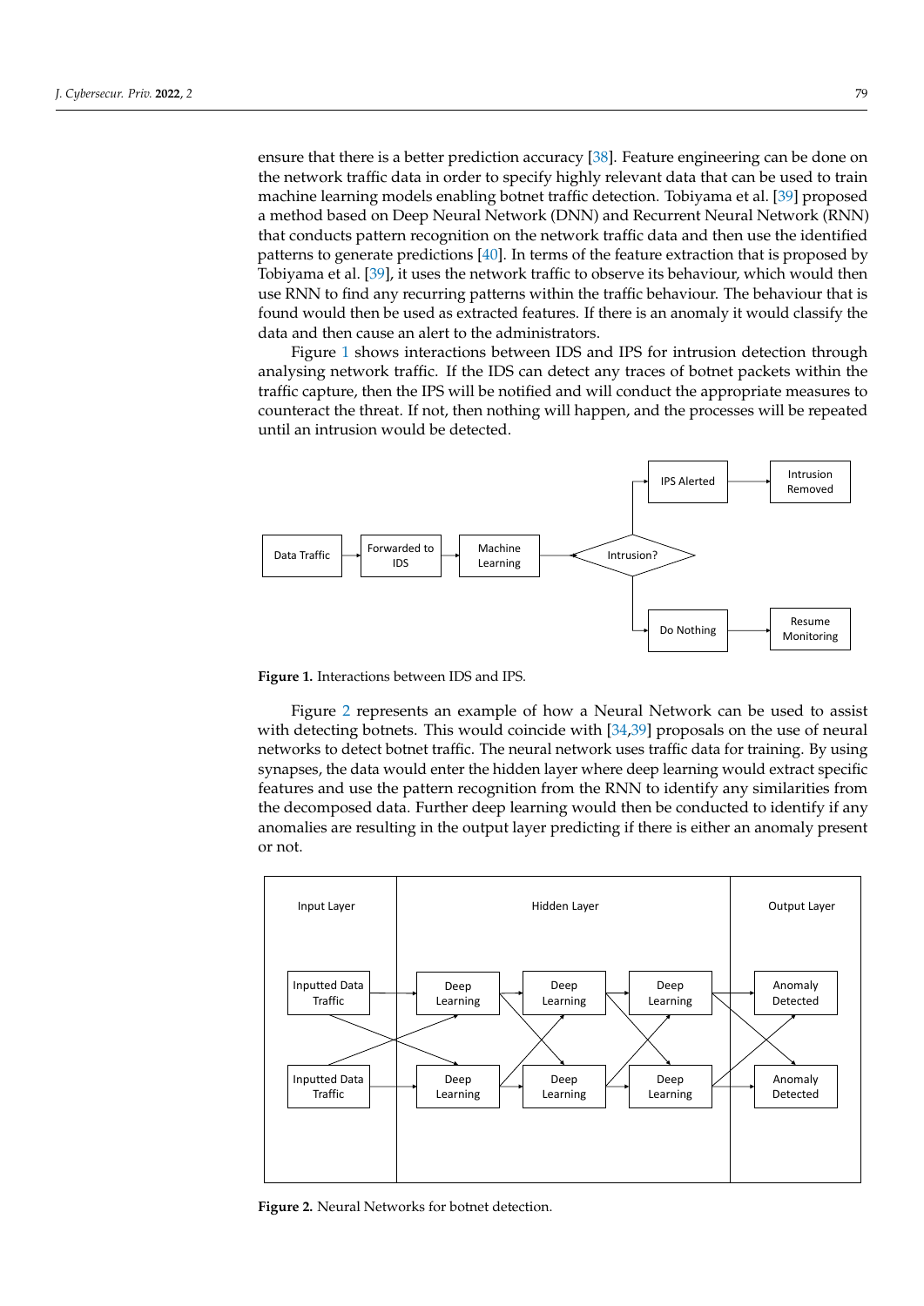ensure that there is a better prediction accuracy [38]. Feature engineering can be done on the network traffic data in order to specify highly relevant data that can be used to train machine learning models enabling botnet traffic detection. Tobiyama et al. [39] proposed a method based on Deep Neural Network (DNN) and Recurrent Neural Network (RNN) that conducts pattern recognition on the network traffic data and then use the identified patterns to generate predictions [40]. In terms of the feature extraction that is proposed by Tobiyama et al. [39], it uses the network traffic to observe its behaviour, which would then use RNN to find any recurring patterns within the traffic behaviour. The behaviour that is found would then be used as extracted features. If there is an anomaly it would classify the data and then cause an alert to the administrators.

Figure 1 shows interactions between IDS and IPS for intrusion detection through analysing network traffic. If the IDS can detect any traces of botnet packets within the traffic capture, then the IPS will be notified and will conduct the appropriate measures to counteract the threat. If not, then nothing will happen, and the processes will be repeated until an intrusion would be detected.

**Figure 1.** Interactions between IDS and IPS.

Figure 2 represents an example of how a Neural Network can be used to assist with detecting botnets. This would coincide with [34,39] proposals on the use of neural networks to detect botnet traffic. The neural network uses traffic data for training. By using synapses, the data would enter the hidden layer where deep learning would extract specific features and use the pattern recognition from the RNN to identify any similarities from the decomposed data. Further deep learning would then be conducted to identify if any anomalies are resulting in the output layer predicting if there is either an anomaly present or not.

**Figure 2.** Neural Networks for botnet detection.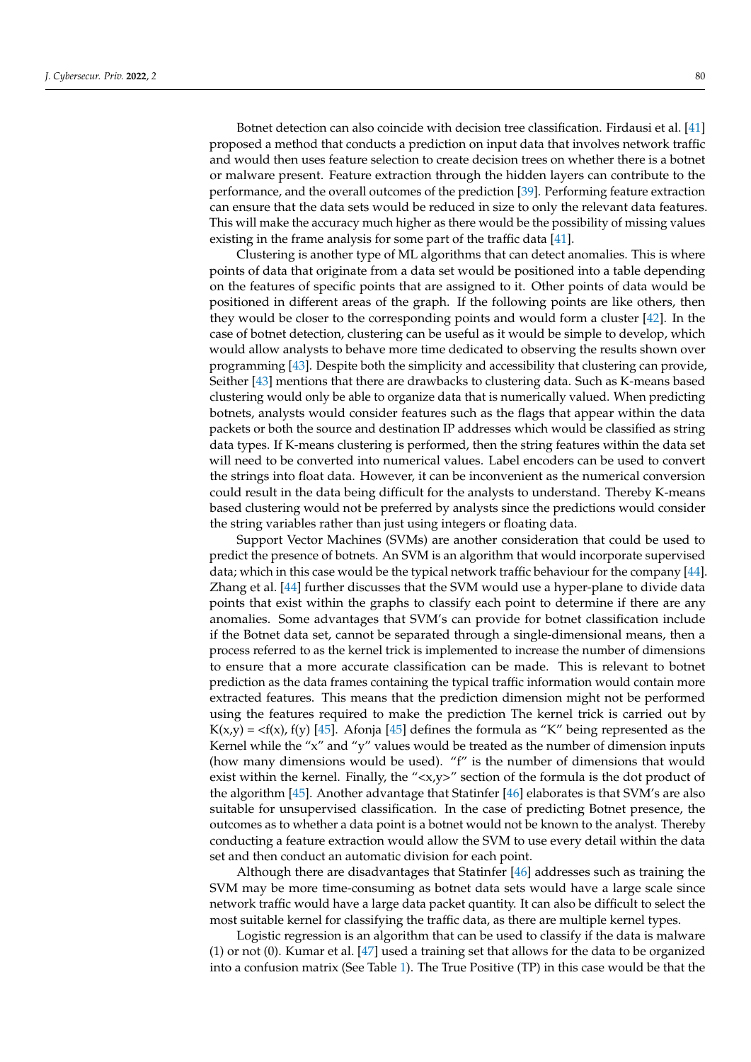Botnet detection can also coincide with decision tree classification. Firdausi et al. [41] proposed a method that conducts a prediction on input data that involves network traffic and would then uses feature selection to create decision trees on whether there is a botnet or malware present. Feature extraction through the hidden layers can contribute to the performance, and the overall outcomes of the prediction [39]. Performing feature extraction can ensure that the data sets would be reduced in size to only the relevant data features. This will make the accuracy much higher as there would be the possibility of missing values existing in the frame analysis for some part of the traffic data [41].

Clustering is another type of ML algorithms that can detect anomalies. This is where points of data that originate from a data set would be positioned into a table depending on the features of specific points that are assigned to it. Other points of data would be positioned in different areas of the graph. If the following points are like others, then they would be closer to the corresponding points and would form a cluster [42]. In the case of botnet detection, clustering can be useful as it would be simple to develop, which would allow analysts to behave more time dedicated to observing the results shown over programming [43]. Despite both the simplicity and accessibility that clustering can provide, Seither [43] mentions that there are drawbacks to clustering data. Such as K-means based clustering would only be able to organize data that is numerically valued. When predicting botnets, analysts would consider features such as the flags that appear within the data packets or both the source and destination IP addresses which would be classified as string data types. If K-means clustering is performed, then the string features within the data set will need to be converted into numerical values. Label encoders can be used to convert the strings into float data. However, it can be inconvenient as the numerical conversion could result in the data being difficult for the analysts to understand. Thereby K-means based clustering would not be preferred by analysts since the predictions would consider the string variables rather than just using integers or floating data.

Support Vector Machines (SVMs) are another consideration that could be used to predict the presence of botnets. An SVM is an algorithm that would incorporate supervised data; which in this case would be the typical network traffic behaviour for the company [44]. Zhang et al. [44] further discusses that the SVM would use a hyper-plane to divide data points that exist within the graphs to classify each point to determine if there are any anomalies. Some advantages that SVM's can provide for botnet classification include if the Botnet data set, cannot be separated through a single-dimensional means, then a process referred to as the kernel trick is implemented to increase the number of dimensions to ensure that a more accurate classification can be made. This is relevant to botnet prediction as the data frames containing the typical traffic information would contain more extracted features. This means that the prediction dimension might not be performed using the features required to make the prediction The kernel trick is carried out by K(x,y) = <f(x), f(y) [45]. Afonja [45] defines the formula as "K" being represented as the Kernel while the "x" and "y" values would be treated as the number of dimension inputs (how many dimensions would be used). "f" is the number of dimensions that would exist within the kernel. Finally, the "<x,y>" section of the formula is the dot product of the algorithm [45]. Another advantage that Statinfer [46] elaborates is that SVM's are also suitable for unsupervised classification. In the case of predicting Botnet presence, the outcomes as to whether a data point is a botnet would not be known to the analyst. Thereby conducting a feature extraction would allow the SVM to use every detail within the data set and then conduct an automatic division for each point.

Although there are disadvantages that Statinfer [46] addresses such as training the SVM may be more time-consuming as botnet data sets would have a large scale since network traffic would have a large data packet quantity. It can also be difficult to select the most suitable kernel for classifying the traffic data, as there are multiple kernel types.

Logistic regression is an algorithm that can be used to classify if the data is malware (1) or not (0). Kumar et al. [47] used a training set that allows for the data to be organized into a confusion matrix (See Table 1). The True Positive (TP) in this case would be that the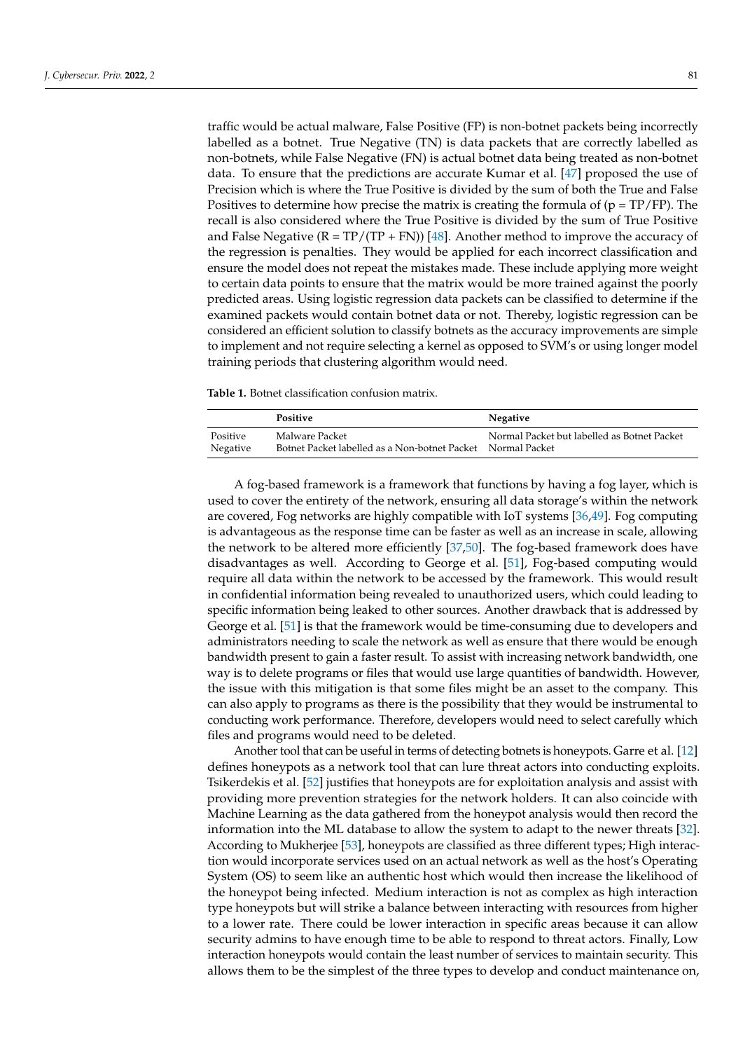traffic would be actual malware, False Positive (FP) is non-botnet packets being incorrectly labelled as a botnet. True Negative (TN) is data packets that are correctly labelled as non-botnets, while False Negative (FN) is actual botnet data being treated as non-botnet data. To ensure that the predictions are accurate Kumar et al. [47] proposed the use of Precision which is where the True Positive is divided by the sum of both the True and False Positives to determine how precise the matrix is creating the formula of ($p = TP/FP$). The recall is also considered where the True Positive is divided by the sum of True Positive and False Negative ($R = TP/(TP + FN)$) [48]. Another method to improve the accuracy of the regression is penalties. They would be applied for each incorrect classification and ensure the model does not repeat the mistakes made. These include applying more weight to certain data points to ensure that the matrix would be more trained against the poorly predicted areas. Using logistic regression data packets can be classified to determine if the examined packets would contain botnet data or not. Thereby, logistic regression can be considered an efficient solution to classify botnets as the accuracy improvements are simple to implement and not require selecting a kernel as opposed to SVM's or using longer model training periods that clustering algorithm would need.

**Table 1.** Botnet classification confusion matrix.

| | Positive | Negative |
|---|---|---|
| Positive | Malware Packet | Normal Packet but labelled as Botnet Packet |
| Negative | Botnet Packet labelled as a Non-botnet Packet | Normal Packet |

A fog-based framework is a framework that functions by having a fog layer, which is used to cover the entirety of the network, ensuring all data storage's within the network are covered, Fog networks are highly compatible with IoT systems [36,49]. Fog computing is advantageous as the response time can be faster as well as an increase in scale, allowing the network to be altered more efficiently [37,50]. The fog-based framework does have disadvantages as well. According to George et al. [51], Fog-based computing would require all data within the network to be accessed by the framework. This would result in confidential information being revealed to unauthorized users, which could leading to specific information being leaked to other sources. Another drawback that is addressed by George et al. [51] is that the framework would be time-consuming due to developers and administrators needing to scale the network as well as ensure that there would be enough bandwidth present to gain a faster result. To assist with increasing network bandwidth, one way is to delete programs or files that would use large quantities of bandwidth. However, the issue with this mitigation is that some files might be an asset to the company. This can also apply to programs as there is the possibility that they would be instrumental to conducting work performance. Therefore, developers would need to select carefully which files and programs would need to be deleted.

Another tool that can be useful in terms of detecting botnets is honeypots. Garre et al. [12] defines honeypots as a network tool that can lure threat actors into conducting exploits. Tsikerdekis et al. [52] justifies that honeypots are for exploitation analysis and assist with providing more prevention strategies for the network holders. It can also coincide with Machine Learning as the data gathered from the honeypot analysis would then record the information into the ML database to allow the system to adapt to the newer threats [32]. According to Mukherjee [53], honeypots are classified as three different types; High interaction would incorporate services used on an actual network as well as the host's Operating System (OS) to seem like an authentic host which would then increase the likelihood of the honeypot being infected. Medium interaction is not as complex as high interaction type honeypots but will strike a balance between interacting with resources from higher to a lower rate. There could be lower interaction in specific areas because it can allow security admins to have enough time to be able to respond to threat actors. Finally, Low interaction honeypots would contain the least number of services to maintain security. This allows them to be the simplest of the three types to develop and conduct maintenance on,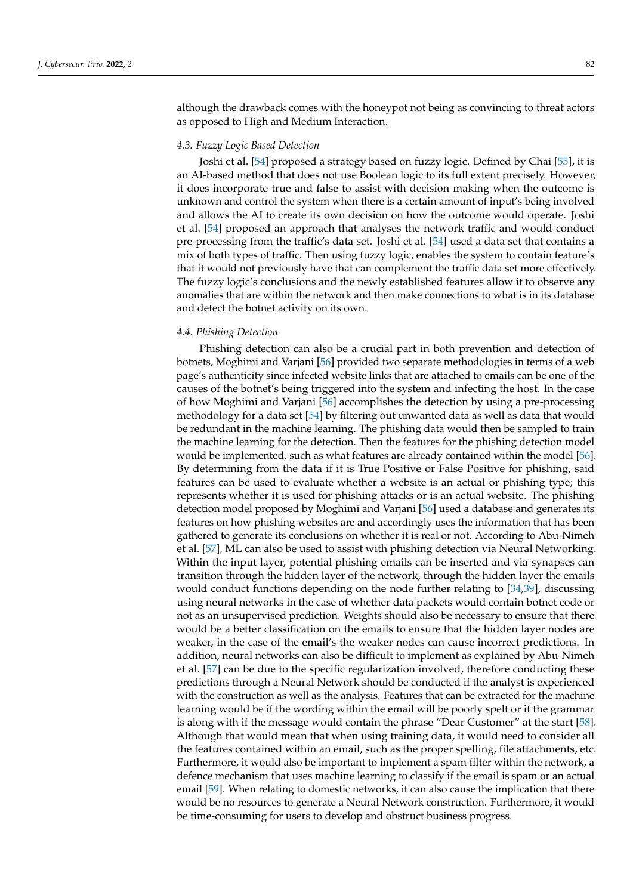although the drawback comes with the honeypot not being as convincing to threat actors as opposed to High and Medium Interaction.

### 4.3. Fuzzy Logic Based Detection

Joshi et al. [54] proposed a strategy based on fuzzy logic. Defined by Chai [55], it is an AI-based method that does not use Boolean logic to its full extent precisely. However, it does incorporate true and false to assist with decision making when the outcome is unknown and control the system when there is a certain amount of input's being involved and allows the AI to create its own decision on how the outcome would operate. Joshi et al. [54] proposed an approach that analyses the network traffic and would conduct pre-processing from the traffic's data set. Joshi et al. [54] used a data set that contains a mix of both types of traffic. Then using fuzzy logic, enables the system to contain feature's that it would not previously have that can complement the traffic data set more effectively. The fuzzy logic's conclusions and the newly established features allow it to observe any anomalies that are within the network and then make connections to what is in its database and detect the botnet activity on its own.

### 4.4. Phishing Detection

Phishing detection can also be a crucial part in both prevention and detection of botnets, Moghimi and Varjani [56] provided two separate methodologies in terms of a web page's authenticity since infected website links that are attached to emails can be one of the causes of the botnet's being triggered into the system and infecting the host. In the case of how Moghimi and Varjani [56] accomplishes the detection by using a pre-processing methodology for a data set [54] by filtering out unwanted data as well as data that would be redundant in the machine learning. The phishing data would then be sampled to train the machine learning for the detection. Then the features for the phishing detection model would be implemented, such as what features are already contained within the model [56]. By determining from the data if it is True Positive or False Positive for phishing, said features can be used to evaluate whether a website is an actual or phishing type; this represents whether it is used for phishing attacks or is an actual website. The phishing detection model proposed by Moghimi and Varjani [56] used a database and generates its features on how phishing websites are and accordingly uses the information that has been gathered to generate its conclusions on whether it is real or not. According to Abu-Nimeh et al. [57], ML can also be used to assist with phishing detection via Neural Networking. Within the input layer, potential phishing emails can be inserted and via synapses can transition through the hidden layer of the network, through the hidden layer the emails would conduct functions depending on the node further relating to [34,39], discussing using neural networks in the case of whether data packets would contain botnet code or not as an unsupervised prediction. Weights should also be necessary to ensure that there would be a better classification on the emails to ensure that the hidden layer nodes are weaker, in the case of the email's the weaker nodes can cause incorrect predictions. In addition, neural networks can also be difficult to implement as explained by Abu-Nimeh et al. [57] can be due to the specific regularization involved, therefore conducting these predictions through a Neural Network should be conducted if the analyst is experienced with the construction as well as the analysis. Features that can be extracted for the machine learning would be if the wording within the email will be poorly spelt or if the grammar is along with if the message would contain the phrase "Dear Customer" at the start [58]. Although that would mean that when using training data, it would need to consider all the features contained within an email, such as the proper spelling, file attachments, etc. Furthermore, it would also be important to implement a spam filter within the network, a defence mechanism that uses machine learning to classify if the email is spam or an actual email [59]. When relating to domestic networks, it can also cause the implication that there would be no resources to generate a Neural Network construction. Furthermore, it would be time-consuming for users to develop and obstruct business progress.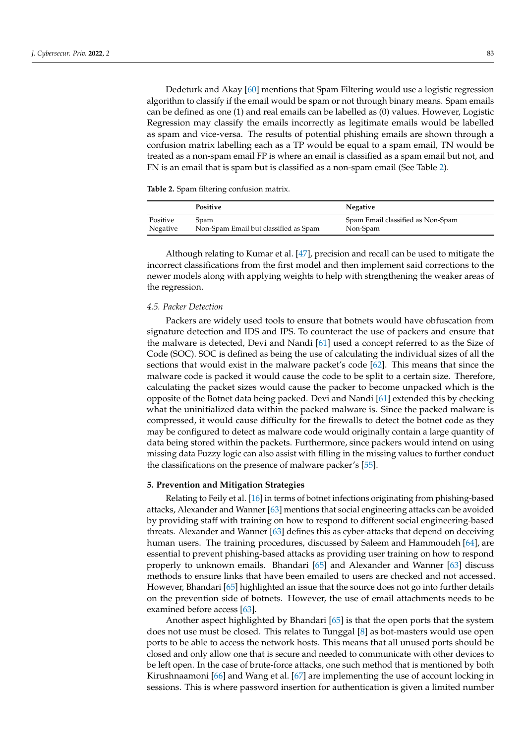Dedeturk and Akay [60] mentions that Spam Filtering would use a logistic regression algorithm to classify if the email would be spam or not through binary means. Spam emails can be defined as one (1) and real emails can be labelled as (0) values. However, Logistic Regression may classify the emails incorrectly as legitimate emails would be labelled as spam and vice-versa. The results of potential phishing emails are shown through a confusion matrix labelling each as a TP would be equal to a spam email, TN would be treated as a non-spam email FP is where an email is classified as a spam email but not, and FN is an email that is spam but is classified as a non-spam email (See Table 2).

**Table 2.** Spam filtering confusion matrix.

| | **Positive** | **Negative** |
|---|---|---|
| Positive | Spam | Spam Email classified as Non-Spam |
| Negative | Non-Spam Email but classified as Spam | Non-Spam |

Although relating to Kumar et al. [47], precision and recall can be used to mitigate the incorrect classifications from the first model and then implement said corrections to the newer models along with applying weights to help with strengthening the weaker areas of the regression.

### *4.5. Packer Detection*

Packers are widely used tools to ensure that botnets would have obfuscation from signature detection and IDS and IPS. To counteract the use of packers and ensure that the malware is detected, Devi and Nandi [61] used a concept referred to as the Size of Code (SOC). SOC is defined as being the use of calculating the individual sizes of all the sections that would exist in the malware packet's code [62]. This means that since the malware code is packed it would cause the code to be split to a certain size. Therefore, calculating the packet sizes would cause the packer to become unpacked which is the opposite of the Botnet data being packed. Devi and Nandi [61] extended this by checking what the uninitialized data within the packed malware is. Since the packed malware is compressed, it would cause difficulty for the firewalls to detect the botnet code as they may be configured to detect as malware code would originally contain a large quantity of data being stored within the packets. Furthermore, since packers would intend on using missing data Fuzzy logic can also assist with filling in the missing values to further conduct the classifications on the presence of malware packer's [55].

## **5. Prevention and Mitigation Strategies**

Relating to Feily et al. [16] in terms of botnet infections originating from phishing-based attacks, Alexander and Wanner [63] mentions that social engineering attacks can be avoided by providing staff with training on how to respond to different social engineering-based threats. Alexander and Wanner [63] defines this as cyber-attacks that depend on deceiving human users. The training procedures, discussed by Saleem and Hammoudeh [64], are essential to prevent phishing-based attacks as providing user training on how to respond properly to unknown emails. Bhandari [65] and Alexander and Wanner [63] discuss methods to ensure links that have been emailed to users are checked and not accessed. However, Bhandari [65] highlighted an issue that the source does not go into further details on the prevention side of botnets. However, the use of email attachments needs to be examined before access [63].

Another aspect highlighted by Bhandari [65] is that the open ports that the system does not use must be closed. This relates to Tunggal [8] as bot-masters would use open ports to be able to access the network hosts. This means that all unused ports should be closed and only allow one that is secure and needed to communicate with other devices to be left open. In the case of brute-force attacks, one such method that is mentioned by both Kirushnaamoni [66] and Wang et al. [67] are implementing the use of account locking in sessions. This is where password insertion for authentication is given a limited number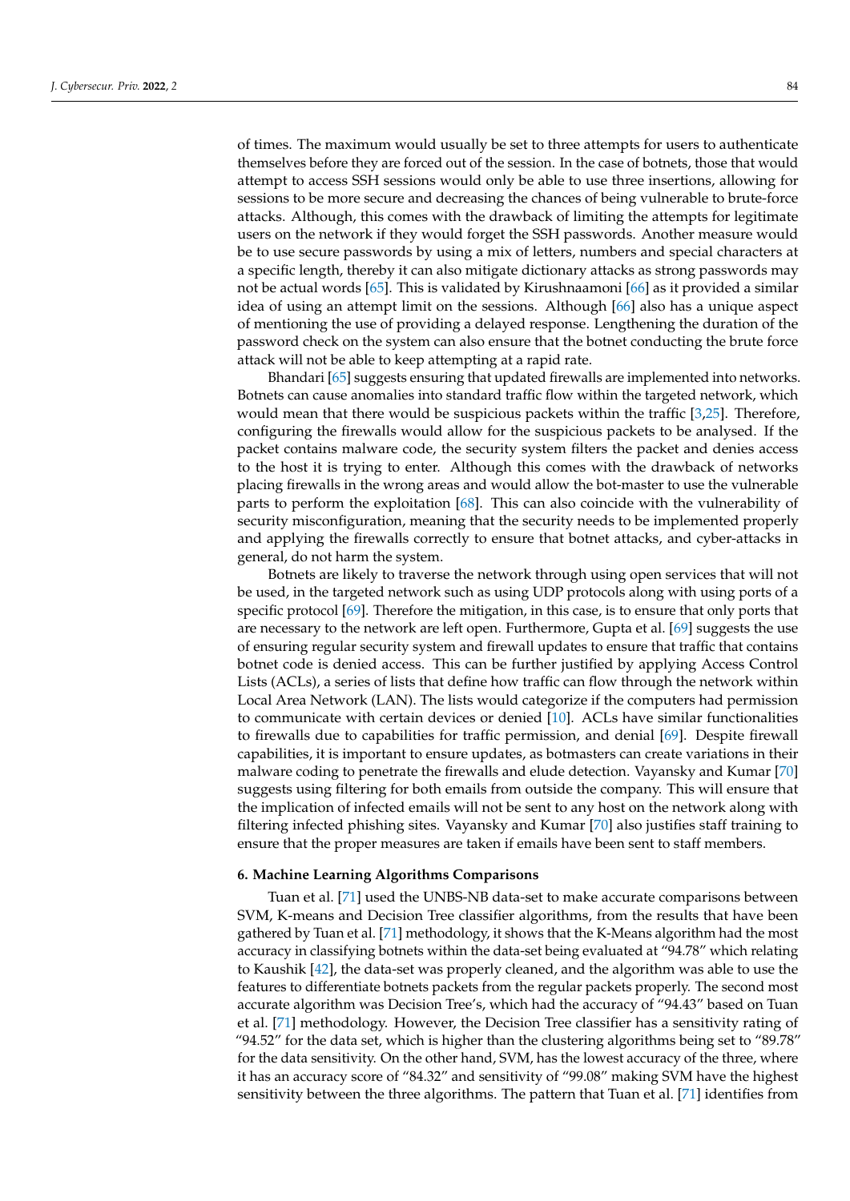of times. The maximum would usually be set to three attempts for users to authenticate themselves before they are forced out of the session. In the case of botnets, those that would attempt to access SSH sessions would only be able to use three insertions, allowing for sessions to be more secure and decreasing the chances of being vulnerable to brute-force attacks. Although, this comes with the drawback of limiting the attempts for legitimate users on the network if they would forget the SSH passwords. Another measure would be to use secure passwords by using a mix of letters, numbers and special characters at a specific length, thereby it can also mitigate dictionary attacks as strong passwords may not be actual words [65]. This is validated by Kirushnaamoni [66] as it provided a similar idea of using an attempt limit on the sessions. Although [66] also has a unique aspect of mentioning the use of providing a delayed response. Lengthening the duration of the password check on the system can also ensure that the botnet conducting the brute force attack will not be able to keep attempting at a rapid rate.

Bhandari [65] suggests ensuring that updated firewalls are implemented into networks. Botnets can cause anomalies into standard traffic flow within the targeted network, which would mean that there would be suspicious packets within the traffic [3,25]. Therefore, configuring the firewalls would allow for the suspicious packets to be analysed. If the packet contains malware code, the security system filters the packet and denies access to the host it is trying to enter. Although this comes with the drawback of networks placing firewalls in the wrong areas and would allow the bot-master to use the vulnerable parts to perform the exploitation [68]. This can also coincide with the vulnerability of security misconfiguration, meaning that the security needs to be implemented properly and applying the firewalls correctly to ensure that botnet attacks, and cyber-attacks in general, do not harm the system.

Botnets are likely to traverse the network through using open services that will not be used, in the targeted network such as using UDP protocols along with using ports of a specific protocol [69]. Therefore the mitigation, in this case, is to ensure that only ports that are necessary to the network are left open. Furthermore, Gupta et al. [69] suggests the use of ensuring regular security system and firewall updates to ensure that traffic that contains botnet code is denied access. This can be further justified by applying Access Control Lists (ACLs), a series of lists that define how traffic can flow through the network within Local Area Network (LAN). The lists would categorize if the computers had permission to communicate with certain devices or denied [10]. ACLs have similar functionalities to firewalls due to capabilities for traffic permission, and denial [69]. Despite firewall capabilities, it is important to ensure updates, as botmasters can create variations in their malware coding to penetrate the firewalls and elude detection. Vayansky and Kumar [70] suggests using filtering for both emails from outside the company. This will ensure that the implication of infected emails will not be sent to any host on the network along with filtering infected phishing sites. Vayansky and Kumar [70] also justifies staff training to ensure that the proper measures are taken if emails have been sent to staff members.

## 6. Machine Learning Algorithms Comparisons

Tuan et al. [71] used the UNBS-NB data-set to make accurate comparisons between SVM, K-means and Decision Tree classifier algorithms, from the results that have been gathered by Tuan et al. [71] methodology, it shows that the K-Means algorithm had the most accuracy in classifying botnets within the data-set being evaluated at "94.78" which relating to Kaushik [42], the data-set was properly cleaned, and the algorithm was able to use the features to differentiate botnets packets from the regular packets properly. The second most accurate algorithm was Decision Tree's, which had the accuracy of "94.43" based on Tuan et al. [71] methodology. However, the Decision Tree classifier has a sensitivity rating of "94.52" for the data set, which is higher than the clustering algorithms being set to "89.78" for the data sensitivity. On the other hand, SVM, has the lowest accuracy of the three, where it has an accuracy score of "84.32" and sensitivity of "99.08" making SVM have the highest sensitivity between the three algorithms. The pattern that Tuan et al. [71] identifies from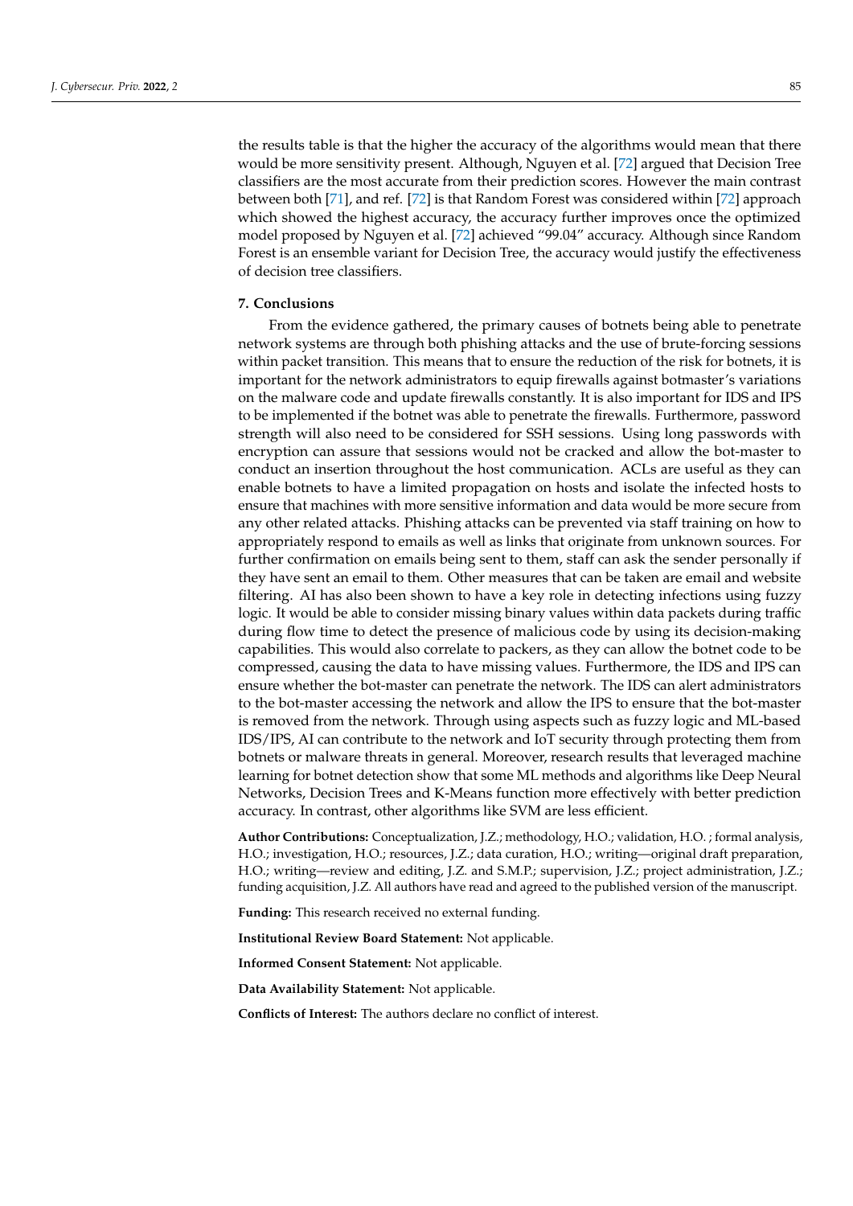the results table is that the higher the accuracy of the algorithms would mean that there would be more sensitivity present. Although, Nguyen et al. [72] argued that Decision Tree classifiers are the most accurate from their prediction scores. However the main contrast between both [71], and ref. [72] is that Random Forest was considered within [72] approach which showed the highest accuracy, the accuracy further improves once the optimized model proposed by Nguyen et al. [72] achieved "99.04" accuracy. Although since Random Forest is an ensemble variant for Decision Tree, the accuracy would justify the effectiveness of decision tree classifiers.

## 7. Conclusions

From the evidence gathered, the primary causes of botnets being able to penetrate network systems are through both phishing attacks and the use of brute-forcing sessions within packet transition. This means that to ensure the reduction of the risk for botnets, it is important for the network administrators to equip firewalls against botmaster's variations on the malware code and update firewalls constantly. It is also important for IDS and IPS to be implemented if the botnet was able to penetrate the firewalls. Furthermore, password strength will also need to be considered for SSH sessions. Using long passwords with encryption can assure that sessions would not be cracked and allow the bot-master to conduct an insertion throughout the host communication. ACLs are useful as they can enable botnets to have a limited propagation on hosts and isolate the infected hosts to ensure that machines with more sensitive information and data would be more secure from any other related attacks. Phishing attacks can be prevented via staff training on how to appropriately respond to emails as well as links that originate from unknown sources. For further confirmation on emails being sent to them, staff can ask the sender personally if they have sent an email to them. Other measures that can be taken are email and website filtering. AI has also been shown to have a key role in detecting infections using fuzzy logic. It would be able to consider missing binary values within data packets during traffic during flow time to detect the presence of malicious code by using its decision-making capabilities. This would also correlate to packers, as they can allow the botnet code to be compressed, causing the data to have missing values. Furthermore, the IDS and IPS can ensure whether the bot-master can penetrate the network. The IDS can alert administrators to the bot-master accessing the network and allow the IPS to ensure that the bot-master is removed from the network. Through using aspects such as fuzzy logic and ML-based IDS/IPS, AI can contribute to the network and IoT security through protecting them from botnets or malware threats in general. Moreover, research results that leveraged machine learning for botnet detection show that some ML methods and algorithms like Deep Neural Networks, Decision Trees and K-Means function more effectively with better prediction accuracy. In contrast, other algorithms like SVM are less efficient.

**Author Contributions:** Conceptualization, J.Z.; methodology, H.O.; validation, H.O. ; formal analysis, H.O.; investigation, H.O.; resources, J.Z.; data curation, H.O.; writing—original draft preparation, H.O.; writing—review and editing, J.Z. and S.M.P.; supervision, J.Z.; project administration, J.Z.; funding acquisition, J.Z. All authors have read and agreed to the published version of the manuscript.

**Funding:** This research received no external funding.

**Institutional Review Board Statement:** Not applicable.

**Informed Consent Statement:** Not applicable.

**Data Availability Statement:** Not applicable.

**Conflicts of Interest:** The authors declare no conflict of interest.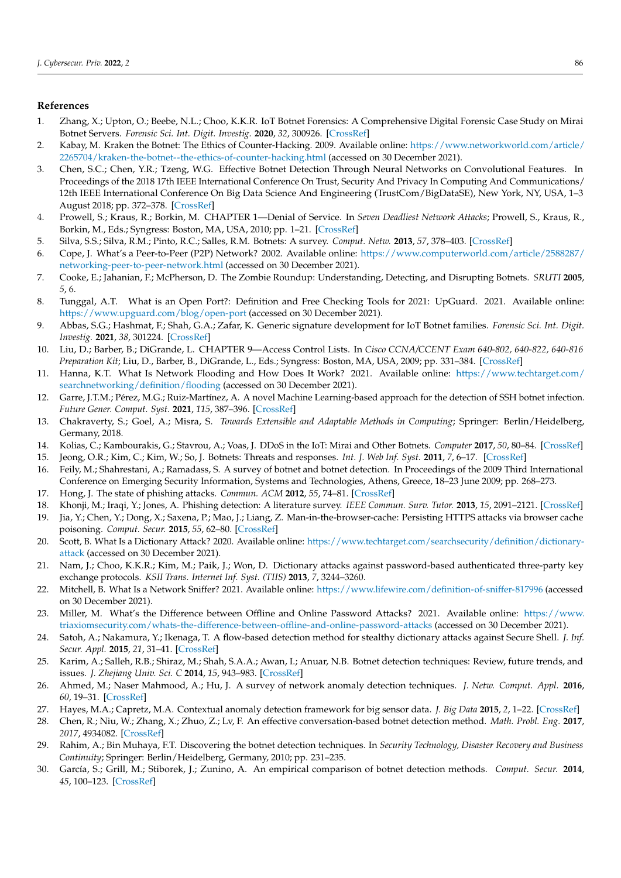## References

1. Zhang, X.; Upton, O.; Beebe, N.L.; Choo, K.K.R. IoT Botnet Forensics: A Comprehensive Digital Forensic Case Study on Mirai Botnet Servers. *Forensic Sci. Int. Digit. Investig.* **2020**, *32*, 300926. [CrossRef]
2. Kabay, M. Kraken the Botnet: The Ethics of Counter-Hacking. 2009. Available online: https://www.networkworld.com/article/2265704/kraken-the-botnet--the-ethics-of-counter-hacking.html (accessed on 30 December 2021).
3. Chen, S.C.; Chen, Y.R.; Tzeng, W.G. Effective Botnet Detection Through Neural Networks on Convolutional Features. In Proceedings of the 2018 17th IEEE International Conference On Trust, Security And Privacy In Computing And Communications/ 12th IEEE International Conference On Big Data Science And Engineering (TrustCom/BigDataSE), New York, NY, USA, 1–3 August 2018; pp. 372–378. [CrossRef]
4. Prowell, S.; Kraus, R.; Borkin, M. CHAPTER 1—Denial of Service. In *Seven Deadliest Network Attacks*; Prowell, S., Kraus, R., Borkin, M., Eds.; Syngress: Boston, MA, USA, 2010; pp. 1–21. [CrossRef]
5. Silva, S.S.; Silva, R.M.; Pinto, R.C.; Salles, R.M. Botnets: A survey. *Comput. Netw.* **2013**, *57*, 378–403. [CrossRef]
6. Cope, J. What's a Peer-to-Peer (P2P) Network? 2002. Available online: https://www.computerworld.com/article/2588287/networking-peer-to-peer-network.html (accessed on 30 December 2021).
7. Cooke, E.; Jahanian, F.; McPherson, D. The Zombie Roundup: Understanding, Detecting, and Disrupting Botnets. *SRUTI* **2005**, *5*, 6.
8. Tunggal, A.T. What is an Open Port?: Definition and Free Checking Tools for 2021: UpGuard. 2021. Available online: https://www.upguard.com/blog/open-port (accessed on 30 December 2021).
9. Abbas, S.G.; Hashmat, F.; Shah, G.A.; Zafar, K. Generic signature development for IoT Botnet families. *Forensic Sci. Int. Digit. Investig.* **2021**, *38*, 301224. [CrossRef]
10. Liu, D.; Barber, B.; DiGrande, L. CHAPTER 9—Access Control Lists. In *Cisco CCNA/CCENT Exam 640-802, 640-822, 640-816 Preparation Kit*; Liu, D., Barber, B., DiGrande, L., Eds.; Syngress: Boston, MA, USA, 2009; pp. 331–384. [CrossRef]
11. Hanna, K.T. What Is Network Flooding and How Does It Work? 2021. Available online: https://www.techtarget.com/searchnetworking/definition/flooding (accessed on 30 December 2021).
12. Garre, J.T.M.; Pérez, M.G.; Ruiz-Martínez, A. A novel Machine Learning-based approach for the detection of SSH botnet infection. *Future Gener. Comput. Syst.* **2021**, *115*, 387–396. [CrossRef]
13. Chakraverty, S.; Goel, A.; Misra, S. *Towards Extensible and Adaptable Methods in Computing*; Springer: Berlin/Heidelberg, Germany, 2018.
14. Kolias, C.; Kambourakis, G.; Stavrou, A.; Voas, J. DDoS in the IoT: Mirai and Other Botnets. *Computer* **2017**, *50*, 80–84. [CrossRef]
15. Jeong, O.R.; Kim, C.; Kim, W.; So, J. Botnets: Threats and responses. *Int. J. Web Inf. Syst.* **2011**, *7*, 6–17. [CrossRef]
16. Feily, M.; Shahrestani, A.; Ramadass, S. A survey of botnet and botnet detection. In Proceedings of the 2009 Third International Conference on Emerging Security Information, Systems and Technologies, Athens, Greece, 18–23 June 2009; pp. 268–273.
17. Hong, J. The state of phishing attacks. *Commun. ACM* **2012**, *55*, 74–81. [CrossRef]
18. Khonji, M.; Iraqi, Y.; Jones, A. Phishing detection: A literature survey. *IEEE Commun. Surv. Tutor.* **2013**, *15*, 2091–2121. [CrossRef]
19. Jia, Y.; Chen, Y.; Dong, X.; Saxena, P.; Mao, J.; Liang, Z. Man-in-the-browser-cache: Persisting HTTPS attacks via browser cache poisoning. *Comput. Secur.* **2015**, *55*, 62–80. [CrossRef]
20. Scott, B. What Is a Dictionary Attack? 2020. Available online: https://www.techtarget.com/searchsecurity/definition/dictionary-attack (accessed on 30 December 2021).
21. Nam, J.; Choo, K.K.R.; Kim, M.; Paik, J.; Won, D. Dictionary attacks against password-based authenticated three-party key exchange protocols. *KSII Trans. Internet Inf. Syst. (TIIS)* **2013**, *7*, 3244–3260.
22. Mitchell, B. What Is a Network Sniffer? 2021. Available online: https://www.lifewire.com/definition-of-sniffer-817996 (accessed on 30 December 2021).
23. Miller, M. What's the Difference between Offline and Online Password Attacks? 2021. Available online: https://www.triaxiomsecurity.com/whats-the-difference-between-offline-and-online-password-attacks (accessed on 30 December 2021).
24. Satoh, A.; Nakamura, Y.; Ikenaga, T. A flow-based detection method for stealthy dictionary attacks against Secure Shell. *J. Inf. Secur. Appl.* **2015**, *21*, 31–41. [CrossRef]
25. Karim, A.; Salleh, R.B.; Shiraz, M.; Shah, S.A.A.; Awan, I.; Anuar, N.B. Botnet detection techniques: Review, future trends, and issues. *J. Zhejiang Univ. Sci. C* **2014**, *15*, 943–983. [CrossRef]
26. Ahmed, M.; Naser Mahmood, A.; Hu, J. A survey of network anomaly detection techniques. *J. Netw. Comput. Appl.* **2016**, *60*, 19–31. [CrossRef]
27. Hayes, M.A.; Capretz, M.A. Contextual anomaly detection framework for big sensor data. *J. Big Data* **2015**, *2*, 1–22. [CrossRef]
28. Chen, R.; Niu, W.; Zhang, X.; Zhuo, Z.; Lv, F. An effective conversation-based botnet detection method. *Math. Probl. Eng.* **2017**, *2017*, 4934082. [CrossRef]
29. Rahim, A.; Bin Muhaya, F.T. Discovering the botnet detection techniques. In *Security Technology, Disaster Recovery and Business Continuity*; Springer: Berlin/Heidelberg, Germany, 2010; pp. 231–235.
30. García, S.; Grill, M.; Stiborek, J.; Zunino, A. An empirical comparison of botnet detection methods. *Comput. Secur.* **2014**, *45*, 100–123. [CrossRef]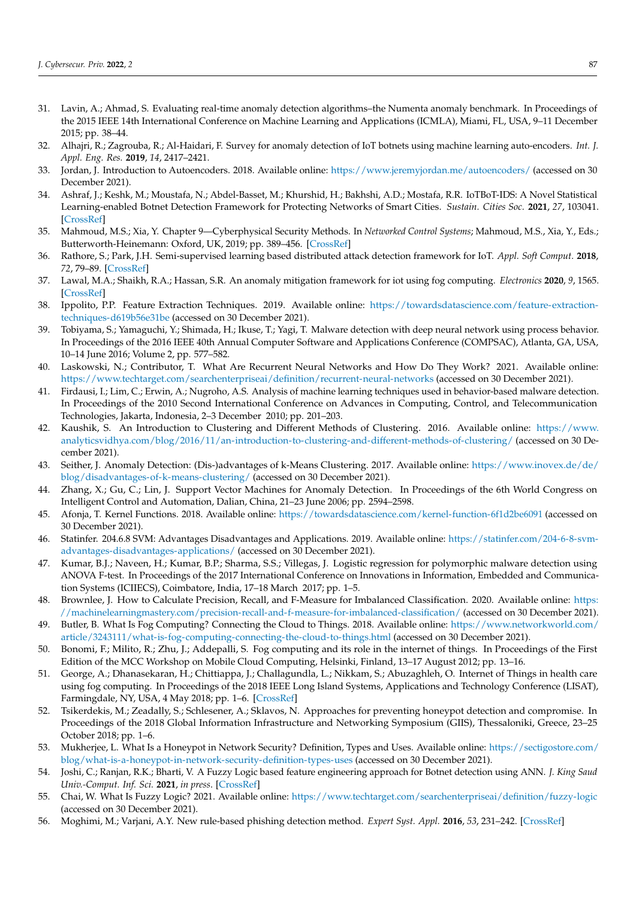31. Lavin, A.; Ahmad, S. Evaluating real-time anomaly detection algorithms–the Numenta anomaly benchmark. In Proceedings of the 2015 IEEE 14th International Conference on Machine Learning and Applications (ICMLA), Miami, FL, USA, 9–11 December 2015; pp. 38–44.
32. Alhajri, R.; Zagrouba, R.; Al-Haidari, F. Survey for anomaly detection of IoT botnets using machine learning auto-encoders. *Int. J. Appl. Eng. Res.* **2019**, *14*, 2417–2421.
33. Jordan, J. Introduction to Autoencoders. 2018. Available online: https://www.jeremyjordan.me/autoencoders/ (accessed on 30 December 2021).
34. Ashraf, J.; Keshk, M.; Moustafa, N.; Abdel-Basset, M.; Khurshid, H.; Bakhshi, A.D.; Mostafa, R.R. IoTBoT-IDS: A Novel Statistical Learning-enabled Botnet Detection Framework for Protecting Networks of Smart Cities. *Sustain. Cities Soc.* **2021**, *27*, 103041. [CrossRef]
35. Mahmoud, M.S.; Xia, Y. Chapter 9—Cyberphysical Security Methods. In *Networked Control Systems*; Mahmoud, M.S., Xia, Y., Eds.; Butterworth-Heinemann: Oxford, UK, 2019; pp. 389–456. [CrossRef]
36. Rathore, S.; Park, J.H. Semi-supervised learning based distributed attack detection framework for IoT. *Appl. Soft Comput.* **2018**, *72*, 79–89. [CrossRef]
37. Lawal, M.A.; Shaikh, R.A.; Hassan, S.R. An anomaly mitigation framework for iot using fog computing. *Electronics* **2020**, *9*, 1565. [CrossRef]
38. Ippolito, P.P. Feature Extraction Techniques. 2019. Available online: https://towardsdatascience.com/feature-extraction-techniques-d619b56e31be (accessed on 30 December 2021).
39. Tobiyama, S.; Yamaguchi, Y.; Shimada, H.; Ikuse, T.; Yagi, T. Malware detection with deep neural network using process behavior. In Proceedings of the 2016 IEEE 40th Annual Computer Software and Applications Conference (COMPSAC), Atlanta, GA, USA, 10–14 June 2016; Volume 2, pp. 577–582.
40. Laskowski, N.; Contributor, T. What Are Recurrent Neural Networks and How Do They Work? 2021. Available online: https://www.techtarget.com/searchenterpriseai/definition/recurrent-neural-networks (accessed on 30 December 2021).
41. Firdausi, I.; Lim, C.; Erwin, A.; Nugroho, A.S. Analysis of machine learning techniques used in behavior-based malware detection. In Proceedings of the 2010 Second International Conference on Advances in Computing, Control, and Telecommunication Technologies, Jakarta, Indonesia, 2–3 December 2010; pp. 201–203.
42. Kaushik, S. An Introduction to Clustering and Different Methods of Clustering. 2016. Available online: https://www.analyticsvidhya.com/blog/2016/11/an-introduction-to-clustering-and-different-methods-of-clustering/ (accessed on 30 December 2021).
43. Seither, J. Anomaly Detection: (Dis-)advantages of k-Means Clustering. 2017. Available online: https://www.inovex.de/de/blog/disadvantages-of-k-means-clustering/ (accessed on 30 December 2021).
44. Zhang, X.; Gu, C.; Lin, J. Support Vector Machines for Anomaly Detection. In Proceedings of the 6th World Congress on Intelligent Control and Automation, Dalian, China, 21–23 June 2006; pp. 2594–2598.
45. Afonja, T. Kernel Functions. 2018. Available online: https://towardsdatascience.com/kernel-function-6f1d2be6091 (accessed on 30 December 2021).
46. Statinfer. 204.6.8 SVM: Advantages Disadvantages and Applications. 2019. Available online: https://statinfer.com/204-6-8-svm-advantages-disadvantages-applications/ (accessed on 30 December 2021).
47. Kumar, B.J.; Naveen, H.; Kumar, B.P.; Sharma, S.S.; Villegas, J. Logistic regression for polymorphic malware detection using ANOVA F-test. In Proceedings of the 2017 International Conference on Innovations in Information, Embedded and Communication Systems (ICIIECS), Coimbatore, India, 17–18 March 2017; pp. 1–5.
48. Brownlee, J. How to Calculate Precision, Recall, and F-Measure for Imbalanced Classification. 2020. Available online: https://machinelearningmastery.com/precision-recall-and-f-measure-for-imbalanced-classification/ (accessed on 30 December 2021).
49. Butler, B. What Is Fog Computing? Connecting the Cloud to Things. 2018. Available online: https://www.networkworld.com/article/3243111/what-is-fog-computing-connecting-the-cloud-to-things.html (accessed on 30 December 2021).
50. Bonomi, F.; Milito, R.; Zhu, J.; Addepalli, S. Fog computing and its role in the internet of things. In Proceedings of the First Edition of the MCC Workshop on Mobile Cloud Computing, Helsinki, Finland, 13–17 August 2012; pp. 13–16.
51. George, A.; Dhanasekaran, H.; Chittiappa, J.; Challagundla, L.; Nikkam, S.; Abuzaghleh, O. Internet of Things in health care using fog computing. In Proceedings of the 2018 IEEE Long Island Systems, Applications and Technology Conference (LISAT), Farmingdale, NY, USA, 4 May 2018; pp. 1–6. [CrossRef]
52. Tsikerdekis, M.; Zeadally, S.; Schlesener, A.; Sklavos, N. Approaches for preventing honeypot detection and compromise. In Proceedings of the 2018 Global Information Infrastructure and Networking Symposium (GIIS), Thessaloniki, Greece, 23–25 October 2018; pp. 1–6.
53. Mukherjee, L. What Is a Honeypot in Network Security? Definition, Types and Uses. Available online: https://sectigostore.com/blog/what-is-a-honeypot-in-network-security-definition-types-uses (accessed on 30 December 2021).
54. Joshi, C.; Ranjan, R.K.; Bharti, V. A Fuzzy Logic based feature engineering approach for Botnet detection using ANN. *J. King Saud Univ.-Comput. Inf. Sci.* **2021**, *in press*. [CrossRef]
55. Chai, W. What Is Fuzzy Logic? 2021. Available online: https://www.techtarget.com/searchenterpriseai/definition/fuzzy-logic (accessed on 30 December 2021).
56. Moghimi, M.; Varjani, A.Y. New rule-based phishing detection method. *Expert Syst. Appl.* **2016**, *53*, 231–242. [CrossRef]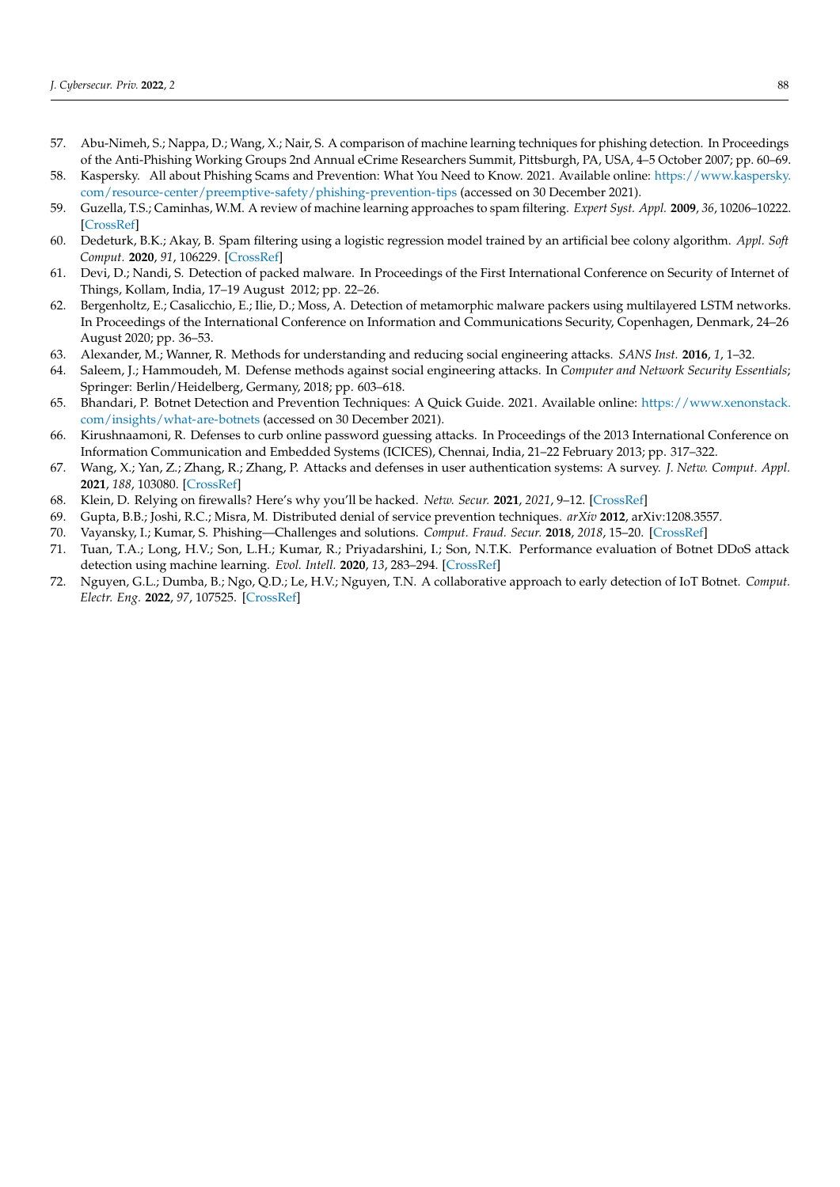57. Abu-Nimeh, S.; Nappa, D.; Wang, X.; Nair, S. A comparison of machine learning techniques for phishing detection. In Proceedings of the Anti-Phishing Working Groups 2nd Annual eCrime Researchers Summit, Pittsburgh, PA, USA, 4–5 October 2007; pp. 60–69.
58. Kaspersky. All about Phishing Scams and Prevention: What You Need to Know. 2021. Available online: https://www.kaspersky.com/resource-center/preemptive-safety/phishing-prevention-tips (accessed on 30 December 2021).
59. Guzella, T.S.; Caminhas, W.M. A review of machine learning approaches to spam filtering. *Expert Syst. Appl.* **2009**, *36*, 10206–10222. [CrossRef]
60. Dedeturk, B.K.; Akay, B. Spam filtering using a logistic regression model trained by an artificial bee colony algorithm. *Appl. Soft Comput.* **2020**, *91*, 106229. [CrossRef]
61. Devi, D.; Nandi, S. Detection of packed malware. In Proceedings of the First International Conference on Security of Internet of Things, Kollam, India, 17–19 August 2012; pp. 22–26.
62. Bergenholtz, E.; Casalicchio, E.; Ilie, D.; Moss, A. Detection of metamorphic malware packers using multilayered LSTM networks. In Proceedings of the International Conference on Information and Communications Security, Copenhagen, Denmark, 24–26 August 2020; pp. 36–53.
63. Alexander, M.; Wanner, R. Methods for understanding and reducing social engineering attacks. *SANS Inst.* **2016**, *1*, 1–32.
64. Saleem, J.; Hammoudeh, M. Defense methods against social engineering attacks. In *Computer and Network Security Essentials*; Springer: Berlin/Heidelberg, Germany, 2018; pp. 603–618.
65. Bhandari, P. Botnet Detection and Prevention Techniques: A Quick Guide. 2021. Available online: https://www.xenonstack.com/insights/what-are-botnets (accessed on 30 December 2021).
66. Kirushnaamoni, R. Defenses to curb online password guessing attacks. In Proceedings of the 2013 International Conference on Information Communication and Embedded Systems (ICICES), Chennai, India, 21–22 February 2013; pp. 317–322.
67. Wang, X.; Yan, Z.; Zhang, R.; Zhang, P. Attacks and defenses in user authentication systems: A survey. *J. Netw. Comput. Appl.* **2021**, *188*, 103080. [CrossRef]
68. Klein, D. Relying on firewalls? Here's why you'll be hacked. *Netw. Secur.* **2021**, *2021*, 9–12. [CrossRef]
69. Gupta, B.B.; Joshi, R.C.; Misra, M. Distributed denial of service prevention techniques. *arXiv* **2012**, arXiv:1208.3557.
70. Vayansky, I.; Kumar, S. Phishing—Challenges and solutions. *Comput. Fraud. Secur.* **2018**, *2018*, 15–20. [CrossRef]
71. Tuan, T.A.; Long, H.V.; Son, L.H.; Kumar, R.; Priyadarshini, I.; Son, N.T.K. Performance evaluation of Botnet DDoS attack detection using machine learning. *Evol. Intell.* **2020**, *13*, 283–294. [CrossRef]
72. Nguyen, G.L.; Dumba, B.; Ngo, Q.D.; Le, H.V.; Nguyen, T.N. A collaborative approach to early detection of IoT Botnet. *Comput. Electr. Eng.* **2022**, *97*, 107525. [CrossRef]